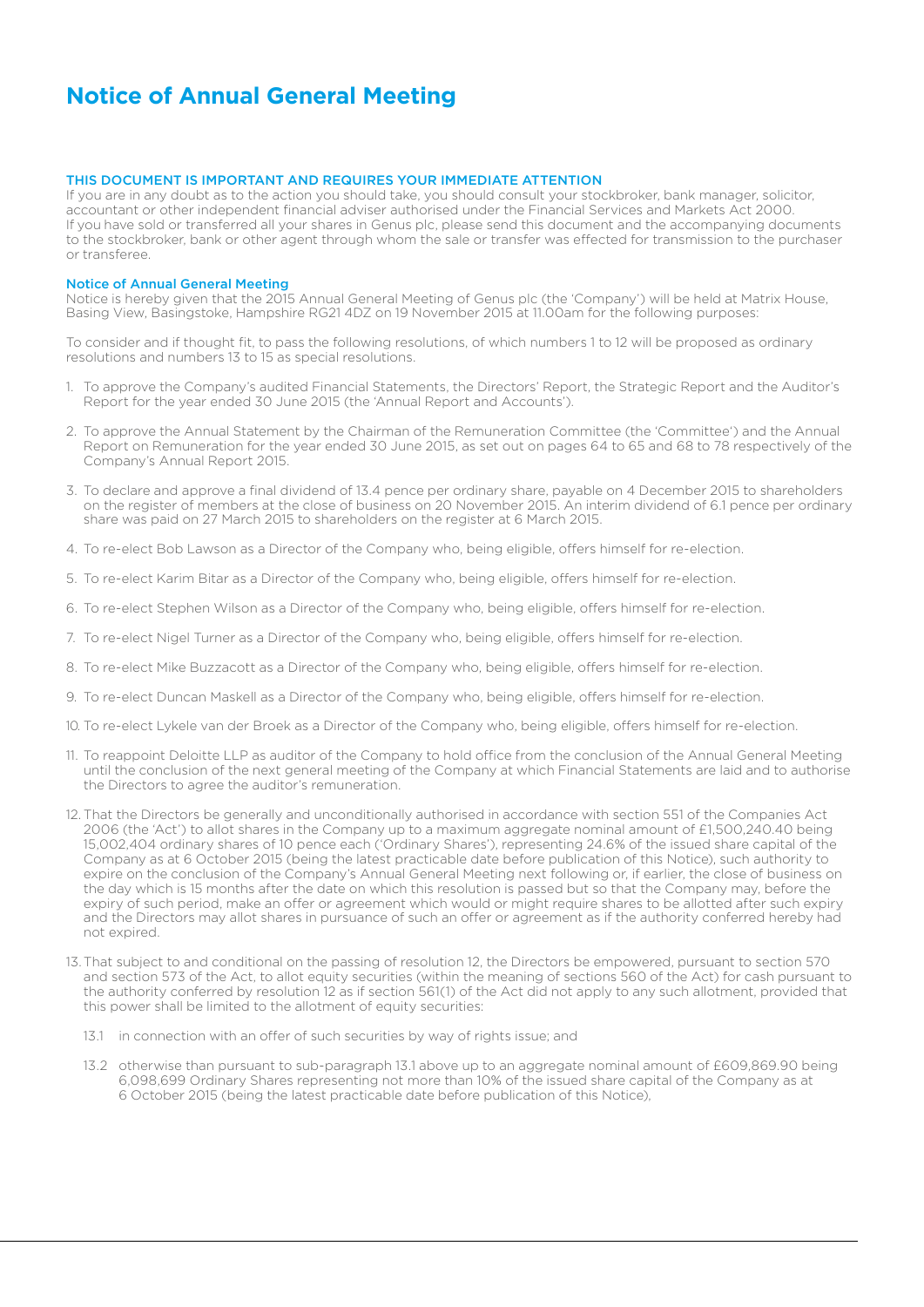# Notice of Annual General Meeting

## THIS DOCUMENT IS IMPORTANT AND REQUIRES YOUR IMMEDIATE ATTENTION

If you are in any doubt as to the action you should take, you should consult your stockbroker, bank manager, solicitor, accountant or other independent financial adviser authorised under the Financial Services and Markets Act 2000. If you have sold or transferred all your shares in Genus plc, please send this document and the accompanying documents to the stockbroker, bank or other agent through whom the sale or transfer was effected for transmission to the purchaser or transferee.

## Notice of Annual General Meeting

Notice is hereby given that the 2015 Annual General Meeting of Genus plc (the 'Company') will be held at Matrix House, Basing View, Basingstoke, Hampshire RG21 4DZ on 19 November 2015 at 11.00am for the following purposes:

To consider and if thought fit, to pass the following resolutions, of which numbers 1 to 12 will be proposed as ordinary resolutions and numbers 13 to 15 as special resolutions.

1. To approve the Company's audited Financial Statements, the Directors' Report, the Strategic Report and the Auditor's Report for the year ended 30 June 2015 (the 'Annual Report and Accounts').

2. To approve the Annual Statement by the Chairman of the Remuneration Committee (the 'Committee') and the Annual Report on Remuneration for the year ended 30 June 2015, as set out on pages 64 to 65 and 68 to 78 respectively of the Company's Annual Report 2015.

3. To declare and approve a final dividend of 13.4 pence per ordinary share, payable on 4 December 2015 to shareholders on the register of members at the close of business on 20 November 2015. An interim dividend of 6.1 pence per ordinary share was paid on 27 March 2015 to shareholders on the register at 6 March 2015.

4. To re-elect Bob Lawson as a Director of the Company who, being eligible, offers himself for re-election.

5. To re-elect Karim Bitar as a Director of the Company who, being eligible, offers himself for re-election.

6. To re-elect Stephen Wilson as a Director of the Company who, being eligible, offers himself for re-election.

7. To re-elect Nigel Turner as a Director of the Company who, being eligible, offers himself for re-election.

8. To re-elect Mike Buzzacott as a Director of the Company who, being eligible, offers himself for re-election.

9. To re-elect Duncan Maskell as a Director of the Company who, being eligible, offers himself for re-election.

10. To re-elect Lykele van der Broek as a Director of the Company who, being eligible, offers himself for re-election.

11. To reappoint Deloitte LLP as auditor of the Company to hold office from the conclusion of the Annual General Meeting until the conclusion of the next general meeting of the Company at which Financial Statements are laid and to authorise the Directors to agree the auditor's remuneration.

12. That the Directors be generally and unconditionally authorised in accordance with section 551 of the Companies Act 2006 (the 'Act') to allot shares in the Company up to a maximum aggregate nominal amount of £1,500,240.40 being 15,002,404 ordinary shares of 10 pence each ('Ordinary Shares'), representing 24.6% of the issued share capital of the Company as at 6 October 2015 (being the latest practicable date before publication of this Notice), such authority to expire on the conclusion of the Company's Annual General Meeting next following or, if earlier, the close of business on the day which is 15 months after the date on which this resolution is passed but so that the Company may, before the expiry of such period, make an offer or agreement which would or might require shares to be allotted after such expiry and the Directors may allot shares in pursuance of such an offer or agreement as if the authority conferred hereby had not expired.

13. That subject to and conditional on the passing of resolution 12, the Directors be empowered, pursuant to section 570 and section 573 of the Act, to allot equity securities (within the meaning of sections 560 of the Act) for cash pursuant to the authority conferred by resolution 12 as if section 561(1) of the Act did not apply to any such allotment, provided that this power shall be limited to the allotment of equity securities:

    13.1 in connection with an offer of such securities by way of rights issue; and

    13.2 otherwise than pursuant to sub-paragraph 13.1 above up to an aggregate nominal amount of £609,869.90 being 6,098,699 Ordinary Shares representing not more than 10% of the issued share capital of the Company as at 6 October 2015 (being the latest practicable date before publication of this Notice),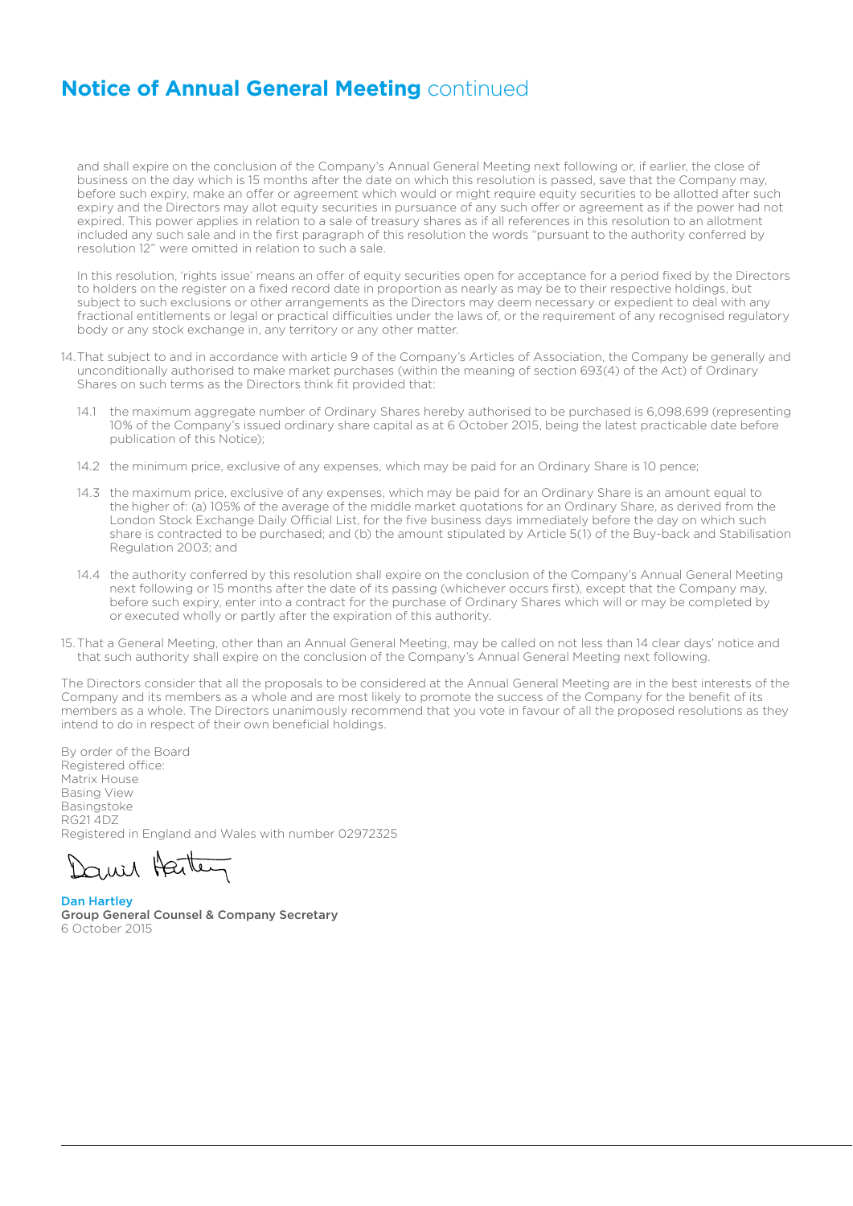# **Notice of Annual General Meeting** continued

and shall expire on the conclusion of the Company's Annual General Meeting next following or, if earlier, the close of business on the day which is 15 months after the date on which this resolution is passed, save that the Company may, before such expiry, make an offer or agreement which would or might require equity securities to be allotted after such expiry and the Directors may allot equity securities in pursuance of any such offer or agreement as if the power had not expired. This power applies in relation to a sale of treasury shares as if all references in this resolution to an allotment included any such sale and in the first paragraph of this resolution the words "pursuant to the authority conferred by resolution 12" were omitted in relation to such a sale.

In this resolution, 'rights issue' means an offer of equity securities open for acceptance for a period fixed by the Directors to holders on the register on a fixed record date in proportion as nearly as may be to their respective holdings, but subject to such exclusions or other arrangements as the Directors may deem necessary or expedient to deal with any fractional entitlements or legal or practical difficulties under the laws of, or the requirement of any recognised regulatory body or any stock exchange in, any territory or any other matter.

14. That subject to and in accordance with article 9 of the Company's Articles of Association, the Company be generally and unconditionally authorised to make market purchases (within the meaning of section 693(4) of the Act) of Ordinary Shares on such terms as the Directors think fit provided that:

   14.1 the maximum aggregate number of Ordinary Shares hereby authorised to be purchased is 6,098,699 (representing 10% of the Company's issued ordinary share capital as at 6 October 2015, being the latest practicable date before publication of this Notice);

   14.2 the minimum price, exclusive of any expenses, which may be paid for an Ordinary Share is 10 pence;

   14.3 the maximum price, exclusive of any expenses, which may be paid for an Ordinary Share is an amount equal to the higher of: (a) 105% of the average of the middle market quotations for an Ordinary Share, as derived from the London Stock Exchange Daily Official List, for the five business days immediately before the day on which such share is contracted to be purchased; and (b) the amount stipulated by Article 5(1) of the Buy-back and Stabilisation Regulation 2003; and

   14.4 the authority conferred by this resolution shall expire on the conclusion of the Company's Annual General Meeting next following or 15 months after the date of its passing (whichever occurs first), except that the Company may, before such expiry, enter into a contract for the purchase of Ordinary Shares which will or may be completed by or executed wholly or partly after the expiration of this authority.

15. That a General Meeting, other than an Annual General Meeting, may be called on not less than 14 clear days' notice and that such authority shall expire on the conclusion of the Company's Annual General Meeting next following.

The Directors consider that all the proposals to be considered at the Annual General Meeting are in the best interests of the Company and its members as a whole and are most likely to promote the success of the Company for the benefit of its members as a whole. The Directors unanimously recommend that you vote in favour of all the proposed resolutions as they intend to do in respect of their own beneficial holdings.

By order of the Board
Registered office:
Matrix House
Basing View
Basingstoke
RG21 4DZ
Registered in England and Wales with number 02972325

**Dan Hartley**
**Group General Counsel & Company Secretary**
6 October 2015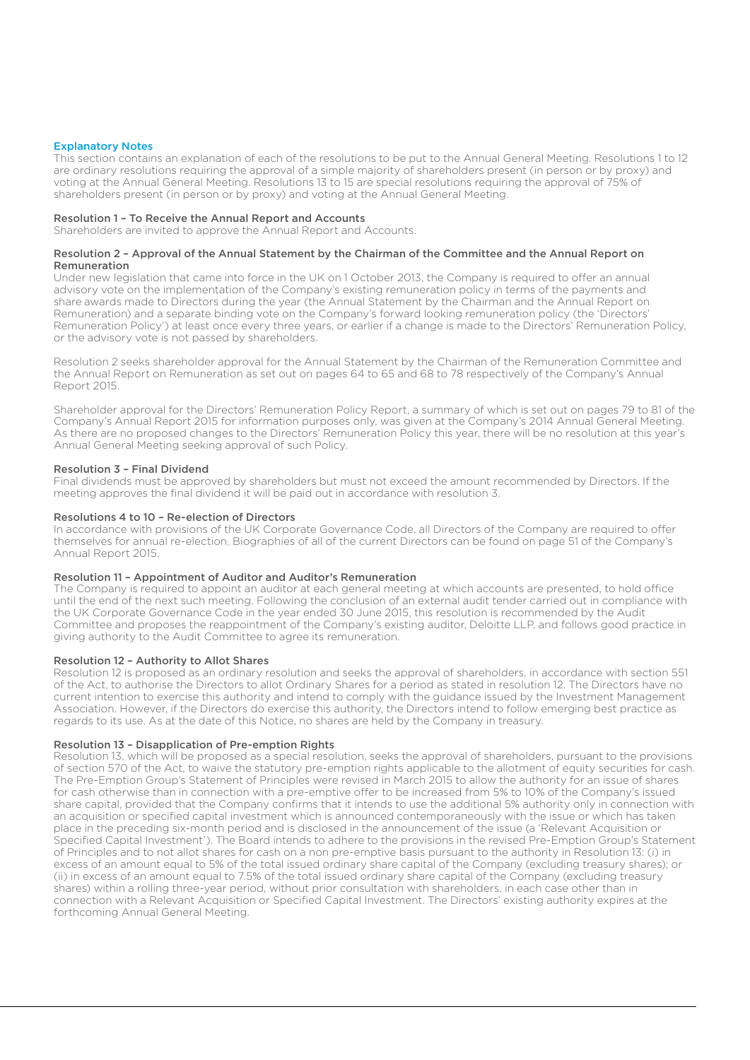## Explanatory Notes

This section contains an explanation of each of the resolutions to be put to the Annual General Meeting. Resolutions 1 to 12 are ordinary resolutions requiring the approval of a simple majority of shareholders present (in person or by proxy) and voting at the Annual General Meeting. Resolutions 13 to 15 are special resolutions requiring the approval of 75% of shareholders present (in person or by proxy) and voting at the Annual General Meeting.

### Resolution 1 – To Receive the Annual Report and Accounts

Shareholders are invited to approve the Annual Report and Accounts.

### Resolution 2 – Approval of the Annual Statement by the Chairman of the Committee and the Annual Report on Remuneration

Under new legislation that came into force in the UK on 1 October 2013, the Company is required to offer an annual advisory vote on the implementation of the Company's existing remuneration policy in terms of the payments and share awards made to Directors during the year (the Annual Statement by the Chairman and the Annual Report on Remuneration) and a separate binding vote on the Company's forward looking remuneration policy (the 'Directors' Remuneration Policy') at least once every three years, or earlier if a change is made to the Directors' Remuneration Policy, or the advisory vote is not passed by shareholders.

Resolution 2 seeks shareholder approval for the Annual Statement by the Chairman of the Remuneration Committee and the Annual Report on Remuneration as set out on pages 64 to 65 and 68 to 78 respectively of the Company's Annual Report 2015.

Shareholder approval for the Directors' Remuneration Policy Report, a summary of which is set out on pages 79 to 81 of the Company's Annual Report 2015 for information purposes only, was given at the Company's 2014 Annual General Meeting. As there are no proposed changes to the Directors' Remuneration Policy this year, there will be no resolution at this year's Annual General Meeting seeking approval of such Policy.

### Resolution 3 – Final Dividend

Final dividends must be approved by shareholders but must not exceed the amount recommended by Directors. If the meeting approves the final dividend it will be paid out in accordance with resolution 3.

### Resolutions 4 to 10 – Re-election of Directors

In accordance with provisions of the UK Corporate Governance Code, all Directors of the Company are required to offer themselves for annual re-election. Biographies of all of the current Directors can be found on page 51 of the Company's Annual Report 2015.

### Resolution 11 – Appointment of Auditor and Auditor's Remuneration

The Company is required to appoint an auditor at each general meeting at which accounts are presented, to hold office until the end of the next such meeting. Following the conclusion of an external audit tender carried out in compliance with the UK Corporate Governance Code in the year ended 30 June 2015, this resolution is recommended by the Audit Committee and proposes the reappointment of the Company's existing auditor, Deloitte LLP, and follows good practice in giving authority to the Audit Committee to agree its remuneration.

### Resolution 12 – Authority to Allot Shares

Resolution 12 is proposed as an ordinary resolution and seeks the approval of shareholders, in accordance with section 551 of the Act, to authorise the Directors to allot Ordinary Shares for a period as stated in resolution 12. The Directors have no current intention to exercise this authority and intend to comply with the guidance issued by the Investment Management Association. However, if the Directors do exercise this authority, the Directors intend to follow emerging best practice as regards to its use. As at the date of this Notice, no shares are held by the Company in treasury.

### Resolution 13 – Disapplication of Pre-emption Rights

Resolution 13, which will be proposed as a special resolution, seeks the approval of shareholders, pursuant to the provisions of section 570 of the Act, to waive the statutory pre-emption rights applicable to the allotment of equity securities for cash. The Pre-Emption Group's Statement of Principles were revised in March 2015 to allow the authority for an issue of shares for cash otherwise than in connection with a pre-emptive offer to be increased from 5% to 10% of the Company's issued share capital, provided that the Company confirms that it intends to use the additional 5% authority only in connection with an acquisition or specified capital investment which is announced contemporaneously with the issue or which has taken place in the preceding six-month period and is disclosed in the announcement of the issue (a 'Relevant Acquisition or Specified Capital Investment'). The Board intends to adhere to the provisions in the revised Pre-Emption Group's Statement of Principles and to not allot shares for cash on a non pre-emptive basis pursuant to the authority in Resolution 13: (i) in excess of an amount equal to 5% of the total issued ordinary share capital of the Company (excluding treasury shares); or (ii) in excess of an amount equal to 7.5% of the total issued ordinary share capital of the Company (excluding treasury shares) within a rolling three-year period, without prior consultation with shareholders, in each case other than in connection with a Relevant Acquisition or Specified Capital Investment. The Directors' existing authority expires at the forthcoming Annual General Meeting.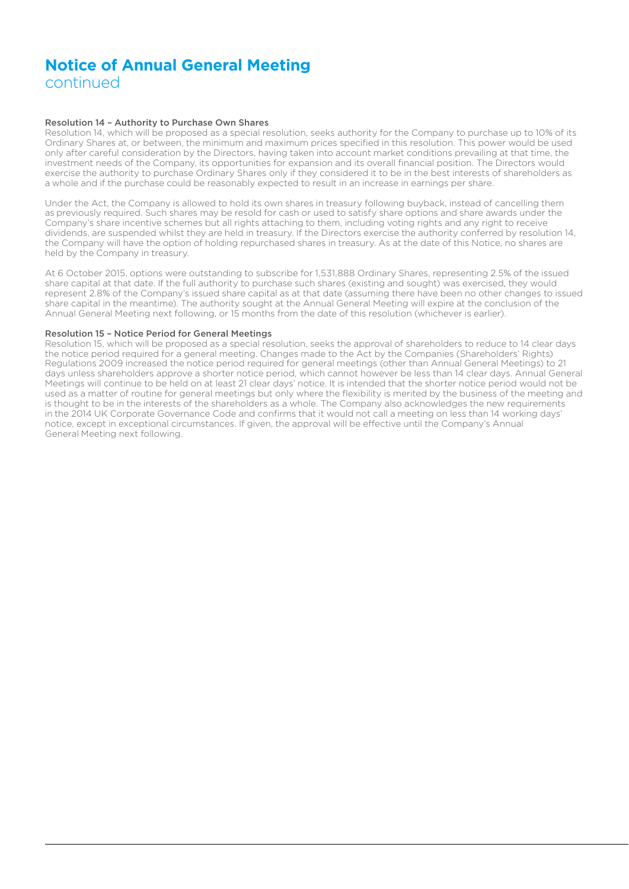# Notice of Annual General Meeting
continued

### Resolution 14 – Authority to Purchase Own Shares

Resolution 14, which will be proposed as a special resolution, seeks authority for the Company to purchase up to 10% of its Ordinary Shares at, or between, the minimum and maximum prices specified in this resolution. This power would be used only after careful consideration by the Directors, having taken into account market conditions prevailing at that time, the investment needs of the Company, its opportunities for expansion and its overall financial position. The Directors would exercise the authority to purchase Ordinary Shares only if they considered it to be in the best interests of shareholders as a whole and if the purchase could be reasonably expected to result in an increase in earnings per share.

Under the Act, the Company is allowed to hold its own shares in treasury following buyback, instead of cancelling them as previously required. Such shares may be resold for cash or used to satisfy share options and share awards under the Company's share incentive schemes but all rights attaching to them, including voting rights and any right to receive dividends, are suspended whilst they are held in treasury. If the Directors exercise the authority conferred by resolution 14, the Company will have the option of holding repurchased shares in treasury. As at the date of this Notice, no shares are held by the Company in treasury.

At 6 October 2015, options were outstanding to subscribe for 1,531,888 Ordinary Shares, representing 2.5% of the issued share capital at that date. If the full authority to purchase such shares (existing and sought) was exercised, they would represent 2.8% of the Company's issued share capital as at that date (assuming there have been no other changes to issued share capital in the meantime). The authority sought at the Annual General Meeting will expire at the conclusion of the Annual General Meeting next following, or 15 months from the date of this resolution (whichever is earlier).

### Resolution 15 – Notice Period for General Meetings

Resolution 15, which will be proposed as a special resolution, seeks the approval of shareholders to reduce to 14 clear days the notice period required for a general meeting. Changes made to the Act by the Companies (Shareholders' Rights) Regulations 2009 increased the notice period required for general meetings (other than Annual General Meetings) to 21 days unless shareholders approve a shorter notice period, which cannot however be less than 14 clear days. Annual General Meetings will continue to be held on at least 21 clear days' notice. It is intended that the shorter notice period would not be used as a matter of routine for general meetings but only where the flexibility is merited by the business of the meeting and is thought to be in the interests of the shareholders as a whole. The Company also acknowledges the new requirements in the 2014 UK Corporate Governance Code and confirms that it would not call a meeting on less than 14 working days' notice, except in exceptional circumstances. If given, the approval will be effective until the Company's Annual General Meeting next following.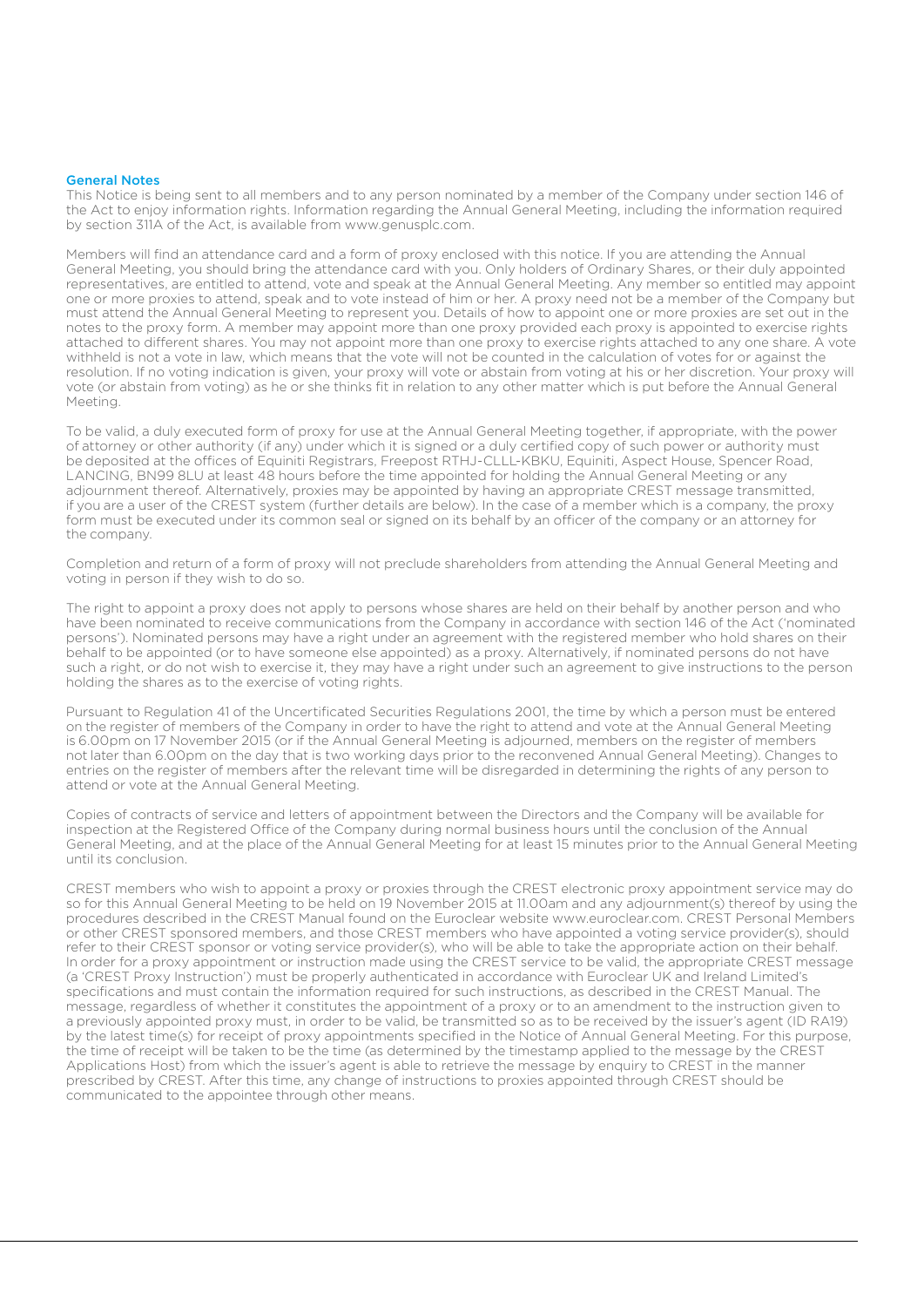## General Notes

This Notice is being sent to all members and to any person nominated by a member of the Company under section 146 of the Act to enjoy information rights. Information regarding the Annual General Meeting, including the information required by section 311A of the Act, is available from www.genusplc.com.

Members will find an attendance card and a form of proxy enclosed with this notice. If you are attending the Annual General Meeting, you should bring the attendance card with you. Only holders of Ordinary Shares, or their duly appointed representatives, are entitled to attend, vote and speak at the Annual General Meeting. Any member so entitled may appoint one or more proxies to attend, speak and to vote instead of him or her. A proxy need not be a member of the Company but must attend the Annual General Meeting to represent you. Details of how to appoint one or more proxies are set out in the notes to the proxy form. A member may appoint more than one proxy provided each proxy is appointed to exercise rights attached to different shares. You may not appoint more than one proxy to exercise rights attached to any one share. A vote withheld is not a vote in law, which means that the vote will not be counted in the calculation of votes for or against the resolution. If no voting indication is given, your proxy will vote or abstain from voting at his or her discretion. Your proxy will vote (or abstain from voting) as he or she thinks fit in relation to any other matter which is put before the Annual General Meeting.

To be valid, a duly executed form of proxy for use at the Annual General Meeting together, if appropriate, with the power of attorney or other authority (if any) under which it is signed or a duly certified copy of such power or authority must be deposited at the offices of Equiniti Registrars, Freepost RTHJ-CLLL-KBKU, Equiniti, Aspect House, Spencer Road, LANCING, BN99 8LU at least 48 hours before the time appointed for holding the Annual General Meeting or any adjournment thereof. Alternatively, proxies may be appointed by having an appropriate CREST message transmitted, if you are a user of the CREST system (further details are below). In the case of a member which is a company, the proxy form must be executed under its common seal or signed on its behalf by an officer of the company or an attorney for the company.

Completion and return of a form of proxy will not preclude shareholders from attending the Annual General Meeting and voting in person if they wish to do so.

The right to appoint a proxy does not apply to persons whose shares are held on their behalf by another person and who have been nominated to receive communications from the Company in accordance with section 146 of the Act ('nominated persons'). Nominated persons may have a right under an agreement with the registered member who hold shares on their behalf to be appointed (or to have someone else appointed) as a proxy. Alternatively, if nominated persons do not have such a right, or do not wish to exercise it, they may have a right under such an agreement to give instructions to the person holding the shares as to the exercise of voting rights.

Pursuant to Regulation 41 of the Uncertificated Securities Regulations 2001, the time by which a person must be entered on the register of members of the Company in order to have the right to attend and vote at the Annual General Meeting is 6.00pm on 17 November 2015 (or if the Annual General Meeting is adjourned, members on the register of members not later than 6.00pm on the day that is two working days prior to the reconvened Annual General Meeting). Changes to entries on the register of members after the relevant time will be disregarded in determining the rights of any person to attend or vote at the Annual General Meeting.

Copies of contracts of service and letters of appointment between the Directors and the Company will be available for inspection at the Registered Office of the Company during normal business hours until the conclusion of the Annual General Meeting, and at the place of the Annual General Meeting for at least 15 minutes prior to the Annual General Meeting until its conclusion.

CREST members who wish to appoint a proxy or proxies through the CREST electronic proxy appointment service may do so for this Annual General Meeting to be held on 19 November 2015 at 11.00am and any adjournment(s) thereof by using the procedures described in the CREST Manual found on the Euroclear website www.euroclear.com. CREST Personal Members or other CREST sponsored members, and those CREST members who have appointed a voting service provider(s), should refer to their CREST sponsor or voting service provider(s), who will be able to take the appropriate action on their behalf. In order for a proxy appointment or instruction made using the CREST service to be valid, the appropriate CREST message (a 'CREST Proxy Instruction') must be properly authenticated in accordance with Euroclear UK and Ireland Limited's specifications and must contain the information required for such instructions, as described in the CREST Manual. The message, regardless of whether it constitutes the appointment of a proxy or to an amendment to the instruction given to a previously appointed proxy must, in order to be valid, be transmitted so as to be received by the issuer's agent (ID RA19) by the latest time(s) for receipt of proxy appointments specified in the Notice of Annual General Meeting. For this purpose, the time of receipt will be taken to be the time (as determined by the timestamp applied to the message by the CREST Applications Host) from which the issuer's agent is able to retrieve the message by enquiry to CREST in the manner prescribed by CREST. After this time, any change of instructions to proxies appointed through CREST should be communicated to the appointee through other means.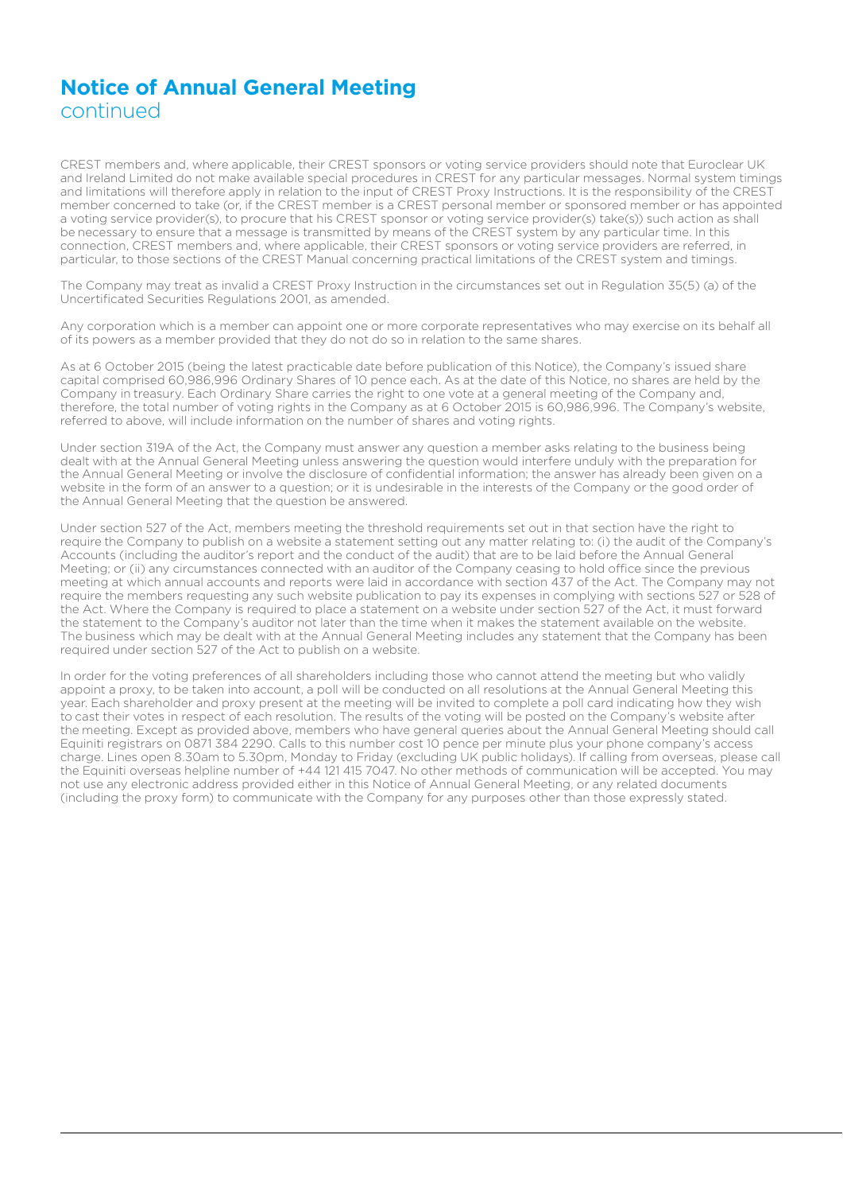# Notice of Annual General Meeting
continued

CREST members and, where applicable, their CREST sponsors or voting service providers should note that Euroclear UK and Ireland Limited do not make available special procedures in CREST for any particular messages. Normal system timings and limitations will therefore apply in relation to the input of CREST Proxy Instructions. It is the responsibility of the CREST member concerned to take (or, if the CREST member is a CREST personal member or sponsored member or has appointed a voting service provider(s), to procure that his CREST sponsor or voting service provider(s) take(s)) such action as shall be necessary to ensure that a message is transmitted by means of the CREST system by any particular time. In this connection, CREST members and, where applicable, their CREST sponsors or voting service providers are referred, in particular, to those sections of the CREST Manual concerning practical limitations of the CREST system and timings.

The Company may treat as invalid a CREST Proxy Instruction in the circumstances set out in Regulation 35(5) (a) of the Uncertificated Securities Regulations 2001, as amended.

Any corporation which is a member can appoint one or more corporate representatives who may exercise on its behalf all of its powers as a member provided that they do not do so in relation to the same shares.

As at 6 October 2015 (being the latest practicable date before publication of this Notice), the Company's issued share capital comprised 60,986,996 Ordinary Shares of 10 pence each. As at the date of this Notice, no shares are held by the Company in treasury. Each Ordinary Share carries the right to one vote at a general meeting of the Company and, therefore, the total number of voting rights in the Company as at 6 October 2015 is 60,986,996. The Company's website, referred to above, will include information on the number of shares and voting rights.

Under section 319A of the Act, the Company must answer any question a member asks relating to the business being dealt with at the Annual General Meeting unless answering the question would interfere unduly with the preparation for the Annual General Meeting or involve the disclosure of confidential information; the answer has already been given on a website in the form of an answer to a question; or it is undesirable in the interests of the Company or the good order of the Annual General Meeting that the question be answered.

Under section 527 of the Act, members meeting the threshold requirements set out in that section have the right to require the Company to publish on a website a statement setting out any matter relating to: (i) the audit of the Company's Accounts (including the auditor's report and the conduct of the audit) that are to be laid before the Annual General Meeting; or (ii) any circumstances connected with an auditor of the Company ceasing to hold office since the previous meeting at which annual accounts and reports were laid in accordance with section 437 of the Act. The Company may not require the members requesting any such website publication to pay its expenses in complying with sections 527 or 528 of the Act. Where the Company is required to place a statement on a website under section 527 of the Act, it must forward the statement to the Company's auditor not later than the time when it makes the statement available on the website. The business which may be dealt with at the Annual General Meeting includes any statement that the Company has been required under section 527 of the Act to publish on a website.

In order for the voting preferences of all shareholders including those who cannot attend the meeting but who validly appoint a proxy, to be taken into account, a poll will be conducted on all resolutions at the Annual General Meeting this year. Each shareholder and proxy present at the meeting will be invited to complete a poll card indicating how they wish to cast their votes in respect of each resolution. The results of the voting will be posted on the Company's website after the meeting. Except as provided above, members who have general queries about the Annual General Meeting should call Equiniti registrars on 0871 384 2290. Calls to this number cost 10 pence per minute plus your phone company's access charge. Lines open 8.30am to 5.30pm, Monday to Friday (excluding UK public holidays). If calling from overseas, please call the Equiniti overseas helpline number of +44 121 415 7047. No other methods of communication will be accepted. You may not use any electronic address provided either in this Notice of Annual General Meeting, or any related documents (including the proxy form) to communicate with the Company for any purposes other than those expressly stated.